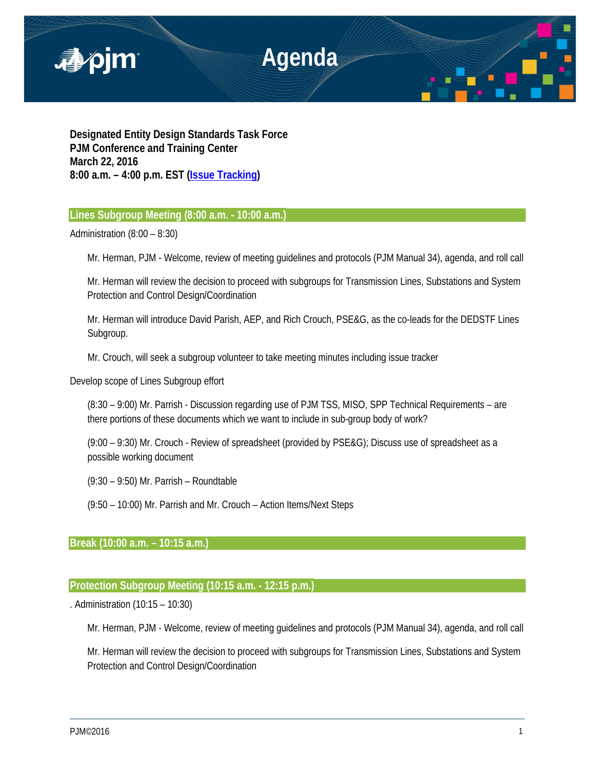# Agenda

**Designated Entity Design Standards Task Force**
**PJM Conference and Training Center**
**March 22, 2016**
**8:00 a.m. – 4:00 p.m. EST (Issue Tracking)**

## Lines Subgroup Meeting (8:00 a.m. - 10:00 a.m.)

Administration (8:00 – 8:30)

Mr. Herman, PJM - Welcome, review of meeting guidelines and protocols (PJM Manual 34), agenda, and roll call

Mr. Herman will review the decision to proceed with subgroups for Transmission Lines, Substations and System Protection and Control Design/Coordination

Mr. Herman will introduce David Parish, AEP, and Rich Crouch, PSE&G, as the co-leads for the DEDSTF Lines Subgroup.

Mr. Crouch, will seek a subgroup volunteer to take meeting minutes including issue tracker

Develop scope of Lines Subgroup effort

(8:30 – 9:00) Mr. Parrish - Discussion regarding use of PJM TSS, MISO, SPP Technical Requirements – are there portions of these documents which we want to include in sub-group body of work?

(9:00 – 9:30) Mr. Crouch - Review of spreadsheet (provided by PSE&G); Discuss use of spreadsheet as a possible working document

(9:30 – 9:50) Mr. Parrish – Roundtable

(9:50 – 10:00) Mr. Parrish and Mr. Crouch – Action Items/Next Steps

## Break (10:00 a.m. – 10:15 a.m.)

## Protection Subgroup Meeting (10:15 a.m. - 12:15 p.m.)

. Administration (10:15 – 10:30)

Mr. Herman, PJM - Welcome, review of meeting guidelines and protocols (PJM Manual 34), agenda, and roll call

Mr. Herman will review the decision to proceed with subgroups for Transmission Lines, Substations and System Protection and Control Design/Coordination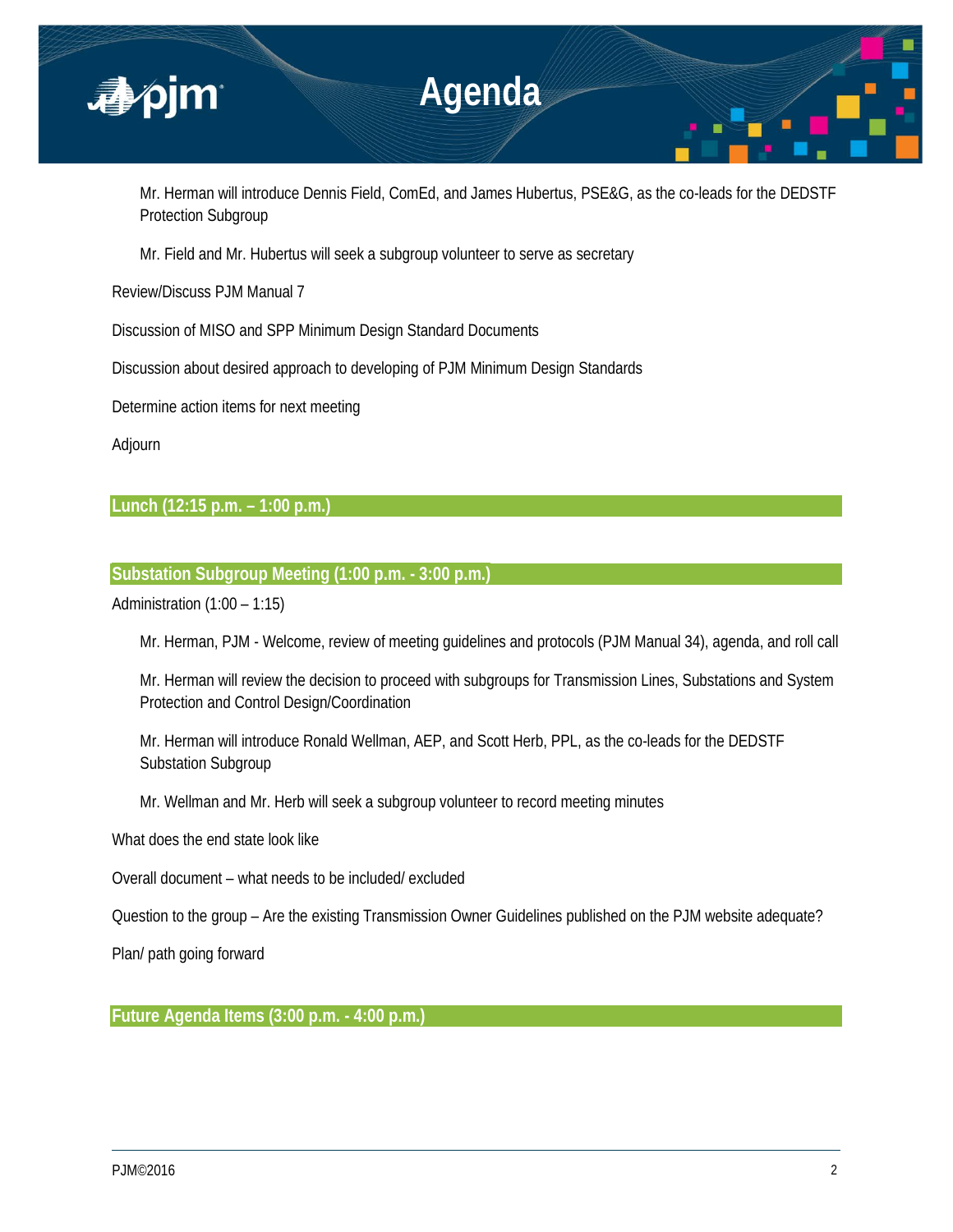Mr. Herman will introduce Dennis Field, ComEd, and James Hubertus, PSE&G, as the co-leads for the DEDSTF Protection Subgroup

Mr. Field and Mr. Hubertus will seek a subgroup volunteer to serve as secretary

Review/Discuss PJM Manual 7

Discussion of MISO and SPP Minimum Design Standard Documents

Discussion about desired approach to developing of PJM Minimum Design Standards

Determine action items for next meeting

Adjourn

## Lunch (12:15 p.m. – 1:00 p.m.)

## Substation Subgroup Meeting (1:00 p.m. - 3:00 p.m.)

Administration (1:00 – 1:15)

Mr. Herman, PJM - Welcome, review of meeting guidelines and protocols (PJM Manual 34), agenda, and roll call

Mr. Herman will review the decision to proceed with subgroups for Transmission Lines, Substations and System Protection and Control Design/Coordination

Mr. Herman will introduce Ronald Wellman, AEP, and Scott Herb, PPL, as the co-leads for the DEDSTF Substation Subgroup

Mr. Wellman and Mr. Herb will seek a subgroup volunteer to record meeting minutes

What does the end state look like

Overall document – what needs to be included/ excluded

Question to the group – Are the existing Transmission Owner Guidelines published on the PJM website adequate?

Plan/ path going forward

## Future Agenda Items (3:00 p.m. - 4:00 p.m.)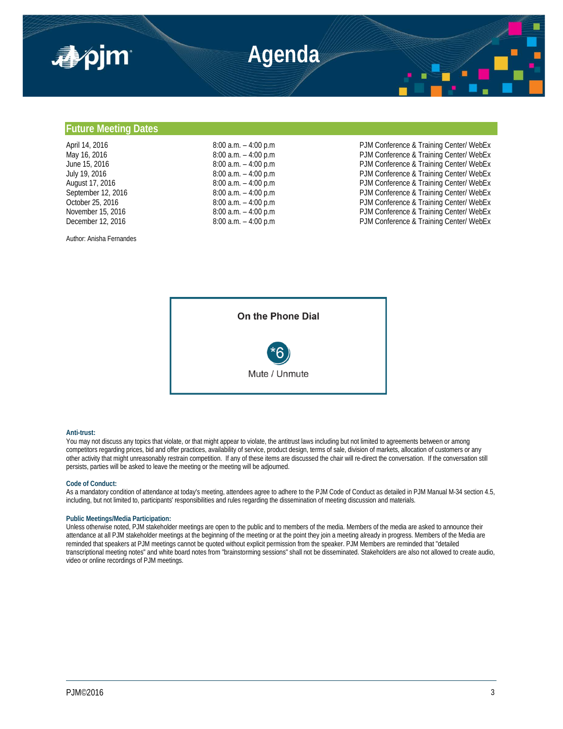# Agenda

## Future Meeting Dates

| | | |
|---|---|---|
| April 14, 2016 | 8:00 a.m. – 4:00 p.m | PJM Conference & Training Center/ WebEx |
| May 16, 2016 | 8:00 a.m. – 4:00 p.m | PJM Conference & Training Center/ WebEx |
| June 15, 2016 | 8:00 a.m. – 4:00 p.m | PJM Conference & Training Center/ WebEx |
| July 19, 2016 | 8:00 a.m. – 4:00 p.m | PJM Conference & Training Center/ WebEx |
| August 17, 2016 | 8:00 a.m. – 4:00 p.m | PJM Conference & Training Center/ WebEx |
| September 12, 2016 | 8:00 a.m. – 4:00 p.m | PJM Conference & Training Center/ WebEx |
| October 25, 2016 | 8:00 a.m. – 4:00 p.m | PJM Conference & Training Center/ WebEx |
| November 15, 2016 | 8:00 a.m. – 4:00 p.m | PJM Conference & Training Center/ WebEx |
| December 12, 2016 | 8:00 a.m. – 4:00 p.m | PJM Conference & Training Center/ WebEx |

Author: Anisha Fernandes

**On the Phone Dial**

*6

Mute / Unmute

**Anti-trust:**

You may not discuss any topics that violate, or that might appear to violate, the antitrust laws including but not limited to agreements between or among competitors regarding prices, bid and offer practices, availability of service, product design, terms of sale, division of markets, allocation of customers or any other activity that might unreasonably restrain competition. If any of these items are discussed the chair will re-direct the conversation. If the conversation still persists, parties will be asked to leave the meeting or the meeting will be adjourned.

**Code of Conduct:**

As a mandatory condition of attendance at today's meeting, attendees agree to adhere to the PJM Code of Conduct as detailed in PJM Manual M-34 section 4.5, including, but not limited to, participants' responsibilities and rules regarding the dissemination of meeting discussion and materials.

**Public Meetings/Media Participation:**

Unless otherwise noted, PJM stakeholder meetings are open to the public and to members of the media. Members of the media are asked to announce their attendance at all PJM stakeholder meetings at the beginning of the meeting or at the point they join a meeting already in progress. Members of the Media are reminded that speakers at PJM meetings cannot be quoted without explicit permission from the speaker. PJM Members are reminded that "detailed transcriptional meeting notes" and white board notes from "brainstorming sessions" shall not be disseminated. Stakeholders are also not allowed to create audio, video or online recordings of PJM meetings.

PJM©2016